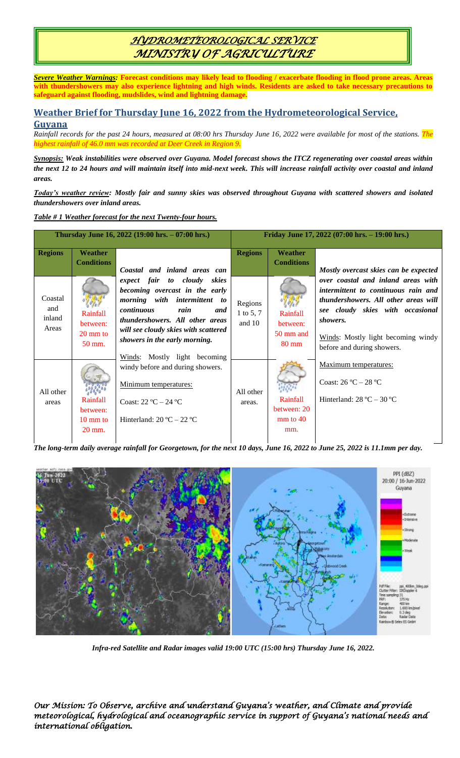# *HYDROMETEOROLOGICAL SERVICE*
# *MINISTRY OF AGRICULTURE*

***Severe Weather Warnings:*** **Forecast conditions may likely lead to flooding / exacerbate flooding in flood prone areas. Areas with thundershowers may also experience lightning and high winds. Residents are asked to take necessary precautions to safeguard against flooding, mudslides, wind and lightning damage.**

## Weather Brief for Thursday June 16, 2022 from the Hydrometeorological Service, Guyana

*Rainfall records for the past 24 hours, measured at 08:00 hrs Thursday June 16, 2022 were available for most of the stations. The highest rainfall of 46.0 mm was recorded at Deer Creek in Region 9.*

***Synopsis:*** ***Weak instabilities were observed over Guyana. Model forecast shows the ITCZ regenerating over coastal areas within the next 12 to 24 hours and will maintain itself into mid-next week. This will increase rainfall activity over coastal and inland areas.***

***Today's weather review:*** ***Mostly fair and sunny skies was observed throughout Guyana with scattered showers and isolated thundershowers over inland areas.***

***Table # 1 Weather forecast for the next Twenty-four hours.***

| Thursday June 16, 2022 (19:00 hrs. – 07:00 hrs.) | | | Friday June 17, 2022 (07:00 hrs. – 19:00 hrs.) | | |
|---|---|---|---|---|---|
| **Regions** | **Weather Conditions** | ***Coastal and inland areas can expect fair to cloudy skies becoming overcast in the early morning with intermittent to continuous rain and thundershowers. All other areas will see cloudy skies with scattered showers in the early morning.*** Winds: Mostly light becoming windy before and during showers. Minimum temperatures: Coast: 22 ºC – 24 ºC Hinterland: 20 ºC – 22 ºC | **Regions** | **Weather Conditions** | ***Mostly overcast skies can be expected over coastal and inland areas with intermittent to continuous rain and thundershowers. All other areas will see cloudy skies with occasional showers.*** Winds: Mostly light becoming windy before and during showers. Maximum temperatures: Coast: 26 ºC – 28 ºC Hinterland: 28 ºC – 30 ºC |
| Coastal and inland Areas | Rainfall between: 20 mm to 50 mm. | | Regions 1 to 5, 7 and 10 | Rainfall between: 50 mm and 80 mm | |
| All other areas | Rainfall between: 10 mm to 20 mm. | | All other areas. | Rainfall between: 20 mm to 40 mm. | |

***The long-term daily average rainfall for Georgetown, for the next 10 days, June 16, 2022 to June 25, 2022 is 11.1mm per day.***

*Infra-red Satellite and Radar images valid 19:00 UTC (15:00 hrs) Thursday June 16, 2022.*

*Our Mission: To Observe, archive and understand Guyana's weather, and Climate and provide meteorological, hydrological and oceanographic service in support of Guyana's national needs and international obligation.*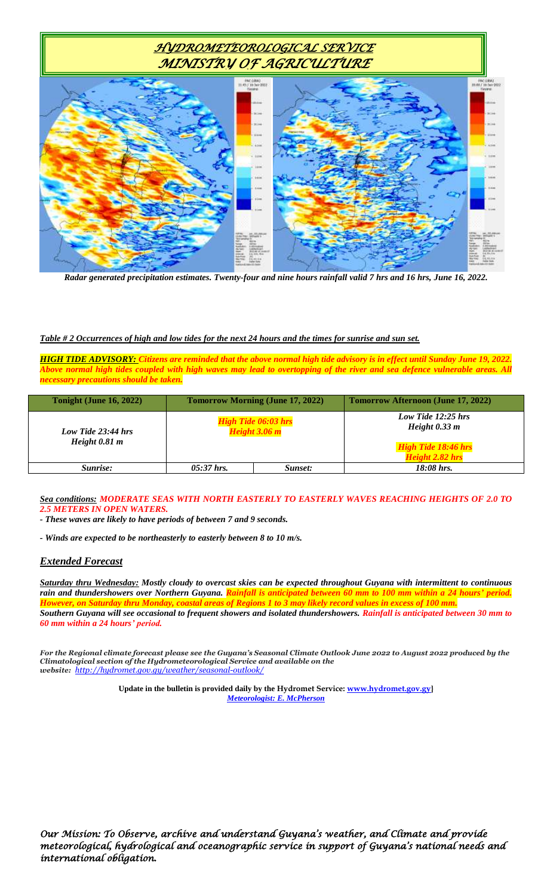# HYDROMETEOROLOGICAL SERVICE MINISTRY OF AGRICULTURE

*Radar generated precipitation estimates. Twenty-four and nine hours rainfall valid 7 hrs and 16 hrs, June 16, 2022.*

***Table # 2 Occurrences of high and low tides for the next 24 hours and the times for sunrise and sun set.***

***HIGH TIDE ADVISORY:** Citizens are reminded that the above normal high tide advisory is in effect until Sunday June 19, 2022. Above normal high tides coupled with high waves may lead to overtopping of the river and sea defence vulnerable areas. All necessary precautions should be taken.*

| Tonight (June 16, 2022) | Tomorrow Morning (June 17, 2022) | | Tomorrow Afternoon (June 17, 2022) |
|---|---|---|---|
| *Low Tide 23:44 hrs Height 0.81 m* | *High Tide 06:03 hrs Height 3.06 m* | | *Low Tide 12:25 hrs Height 0.33 m* *High Tide 18:46 hrs Height 2.82 hrs* |
| *Sunrise:* | *05:37 hrs.* | *Sunset:* | *18:08 hrs.* |

***Sea conditions:** MODERATE SEAS WITH NORTH EASTERLY TO EASTERLY WAVES REACHING HEIGHTS OF 2.0 TO 2.5 METERS IN OPEN WATERS.*

*- These waves are likely to have periods of between 7 and 9 seconds.*

*- Winds are expected to be northeasterly to easterly between 8 to 10 m/s.*

## *Extended Forecast*

***Saturday thru Wednesday:** Mostly cloudy to overcast skies can be expected throughout Guyana with intermittent to continuous rain and thundershowers over Northern Guyana. Rainfall is anticipated between 60 mm to 100 mm within a 24 hours' period. However, on Saturday thru Monday, coastal areas of Regions 1 to 3 may likely record values in excess of 100 mm. Southern Guyana will see occasional to frequent showers and isolated thundershowers. Rainfall is anticipated between 30 mm to 60 mm within a 24 hours' period.*

*For the Regional climate forecast please see the Guyana's Seasonal Climate Outlook June 2022 to August 2022 produced by the Climatological section of the Hydrometeorological Service and available on the website: http://hydromet.gov.gy/weather/seasonal-outlook/*

**Update in the bulletin is provided daily by the Hydromet Service: www.hydromet.gov.gy}**
*Meteorologist: E. McPherson*

*Our Mission: To Observe, archive and understand Guyana's weather, and Climate and provide meteorological, hydrological and oceanographic service in support of Guyana's national needs and international obligation.*